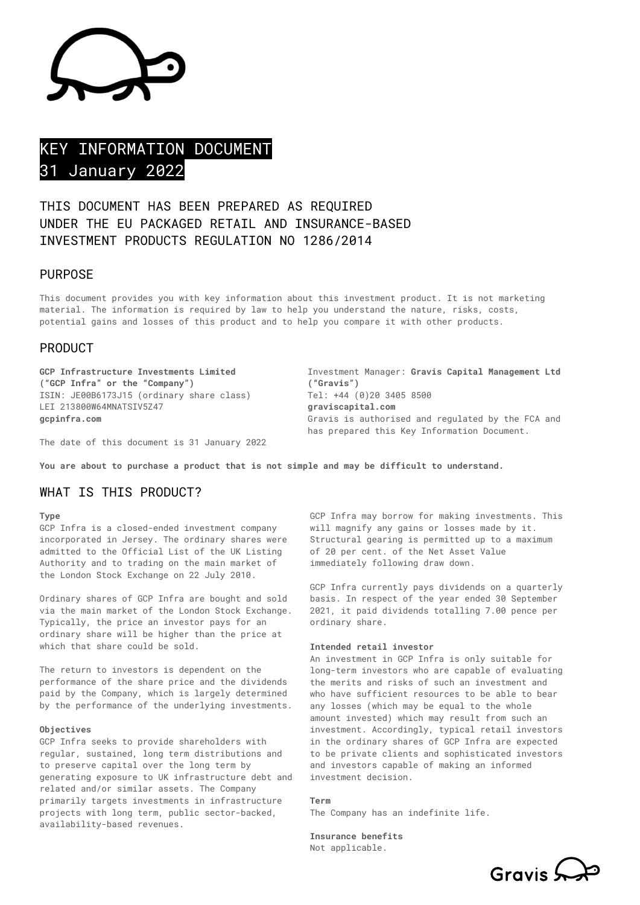# KEY INFORMATION DOCUMENT 31 January 2022

THIS DOCUMENT HAS BEEN PREPARED AS REQUIRED UNDER THE EU PACKAGED RETAIL AND INSURANCE-BASED INVESTMENT PRODUCTS REGULATION NO 1286/2014

## PURPOSE

This document provides you with key information about this investment product. It is not marketing material. The information is required by law to help you understand the nature, risks, costs, potential gains and losses of this product and to help you compare it with other products.

## PRODUCT

**GCP Infrastructure Investments Limited**
**("GCP Infra" or the "Company")**
ISIN: JE00B6173J15 (ordinary share class)
LEI 213800W64MNATSIV5Z47
**gcpinfra.com**

The date of this document is 31 January 2022

Investment Manager: **Gravis Capital Management Ltd ("Gravis")**
Tel: +44 (0)20 3405 8500
**graviscapital.com**
Gravis is authorised and regulated by the FCA and has prepared this Key Information Document.

**You are about to purchase a product that is not simple and may be difficult to understand.**

## WHAT IS THIS PRODUCT?

**Type**

GCP Infra is a closed-ended investment company incorporated in Jersey. The ordinary shares were admitted to the Official List of the UK Listing Authority and to trading on the main market of the London Stock Exchange on 22 July 2010.

Ordinary shares of GCP Infra are bought and sold via the main market of the London Stock Exchange. Typically, the price an investor pays for an ordinary share will be higher than the price at which that share could be sold.

The return to investors is dependent on the performance of the share price and the dividends paid by the Company, which is largely determined by the performance of the underlying investments.

**Objectives**

GCP Infra seeks to provide shareholders with regular, sustained, long term distributions and to preserve capital over the long term by generating exposure to UK infrastructure debt and related and/or similar assets. The Company primarily targets investments in infrastructure projects with long term, public sector-backed, availability-based revenues.

GCP Infra may borrow for making investments. This will magnify any gains or losses made by it. Structural gearing is permitted up to a maximum of 20 per cent. of the Net Asset Value immediately following draw down.

GCP Infra currently pays dividends on a quarterly basis. In respect of the year ended 30 September 2021, it paid dividends totalling 7.00 pence per ordinary share.

**Intended retail investor**

An investment in GCP Infra is only suitable for long-term investors who are capable of evaluating the merits and risks of such an investment and who have sufficient resources to be able to bear any losses (which may be equal to the whole amount invested) which may result from such an investment. Accordingly, typical retail investors in the ordinary shares of GCP Infra are expected to be private clients and sophisticated investors and investors capable of making an informed investment decision.

**Term**

The Company has an indefinite life.

**Insurance benefits**

Not applicable.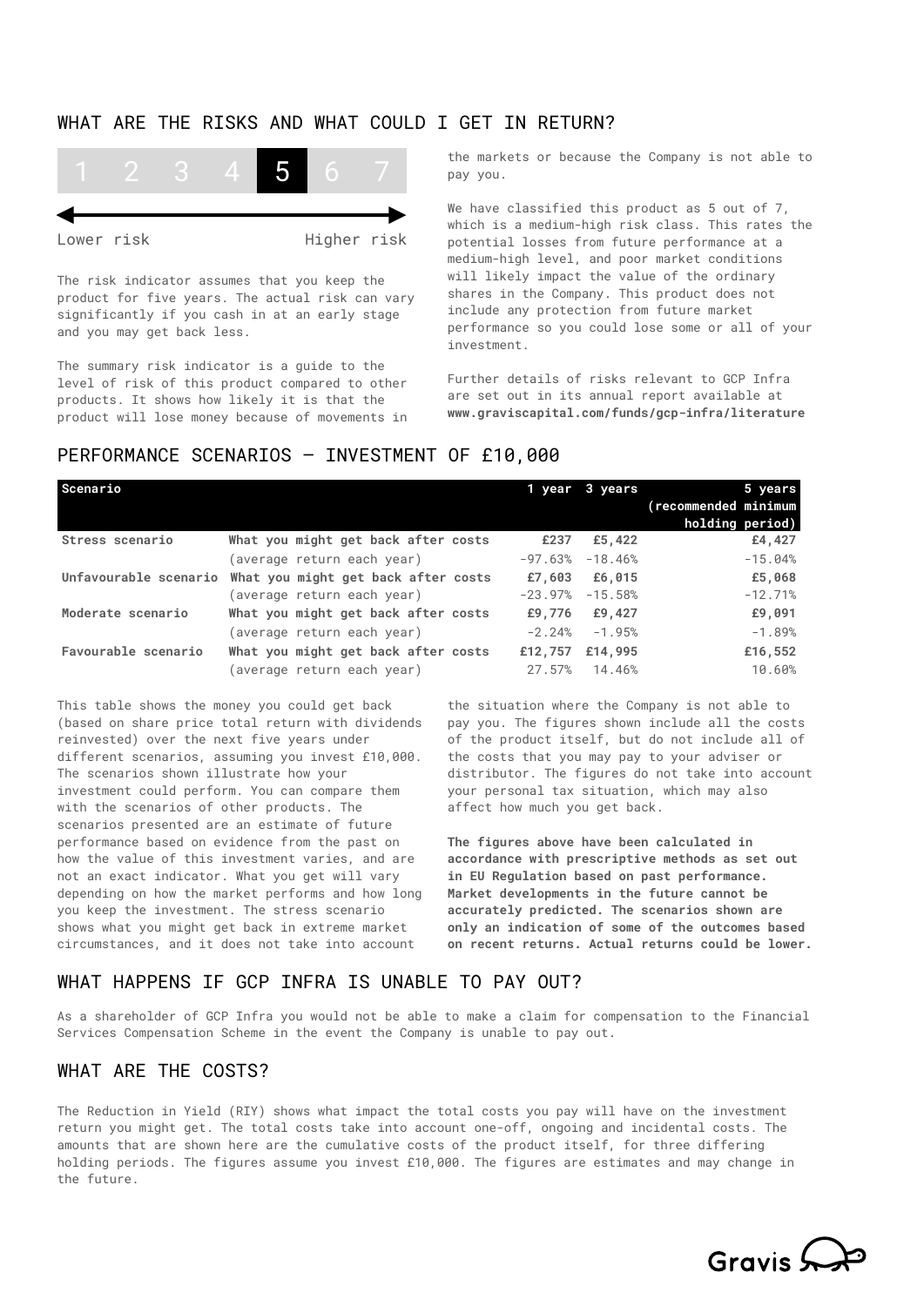## WHAT ARE THE RISKS AND WHAT COULD I GET IN RETURN?

1 2 3 4 **5** 6 7

Lower risk — Higher risk

The risk indicator assumes that you keep the product for five years. The actual risk can vary significantly if you cash in at an early stage and you may get back less.

The summary risk indicator is a guide to the level of risk of this product compared to other products. It shows how likely it is that the product will lose money because of movements in the markets or because the Company is not able to pay you.

We have classified this product as 5 out of 7, which is a medium-high risk class. This rates the potential losses from future performance at a medium-high level, and poor market conditions will likely impact the value of the ordinary shares in the Company. This product does not include any protection from future market performance so you could lose some or all of your investment.

Further details of risks relevant to GCP Infra are set out in its annual report available at **www.graviscapital.com/funds/gcp-infra/literature**

## PERFORMANCE SCENARIOS – INVESTMENT OF £10,000

| Scenario | | 1 year | 3 years | 5 years (recommended minimum holding period) |
|---|---|---|---|---|
| **Stress scenario** | **What you might get back after costs** | **£237** | **£5,422** | **£4,427** |
| | (average return each year) | -97.63% | -18.46% | -15.04% |
| **Unfavourable scenario** | **What you might get back after costs** | **£7,603** | **£6,015** | **£5,068** |
| | (average return each year) | -23.97% | -15.58% | -12.71% |
| **Moderate scenario** | **What you might get back after costs** | **£9,776** | **£9,427** | **£9,091** |
| | (average return each year) | -2.24% | -1.95% | -1.89% |
| **Favourable scenario** | **What you might get back after costs** | **£12,757** | **£14,995** | **£16,552** |
| | (average return each year) | 27.57% | 14.46% | 10.60% |

This table shows the money you could get back (based on share price total return with dividends reinvested) over the next five years under different scenarios, assuming you invest £10,000. The scenarios shown illustrate how your investment could perform. You can compare them with the scenarios of other products. The scenarios presented are an estimate of future performance based on evidence from the past on how the value of this investment varies, and are not an exact indicator. What you get will vary depending on how the market performs and how long you keep the investment. The stress scenario shows what you might get back in extreme market circumstances, and it does not take into account the situation where the Company is not able to pay you. The figures shown include all the costs of the product itself, but do not include all of the costs that you may pay to your adviser or distributor. The figures do not take into account your personal tax situation, which may also affect how much you get back.

**The figures above have been calculated in accordance with prescriptive methods as set out in EU Regulation based on past performance. Market developments in the future cannot be accurately predicted. The scenarios shown are only an indication of some of the outcomes based on recent returns. Actual returns could be lower.**

## WHAT HAPPENS IF GCP INFRA IS UNABLE TO PAY OUT?

As a shareholder of GCP Infra you would not be able to make a claim for compensation to the Financial Services Compensation Scheme in the event the Company is unable to pay out.

## WHAT ARE THE COSTS?

The Reduction in Yield (RIY) shows what impact the total costs you pay will have on the investment return you might get. The total costs take into account one-off, ongoing and incidental costs. The amounts that are shown here are the cumulative costs of the product itself, for three differing holding periods. The figures assume you invest £10,000. The figures are estimates and may change in the future.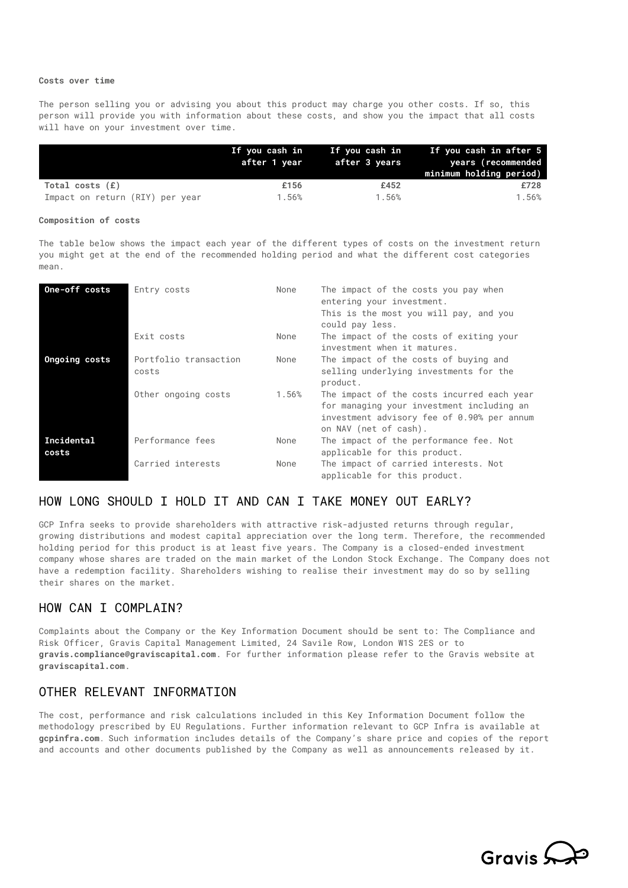**Costs over time**

The person selling you or advising you about this product may charge you other costs. If so, this person will provide you with information about these costs, and show you the impact that all costs will have on your investment over time.

| | If you cash in after 1 year | If you cash in after 3 years | If you cash in after 5 years (recommended minimum holding period) |
|---|---|---|---|
| **Total costs (£)** | **£156** | **£452** | **£728** |
| Impact on return (RIY) per year | 1.56% | 1.56% | 1.56% |

**Composition of costs**

The table below shows the impact each year of the different types of costs on the investment return you might get at the end of the recommended holding period and what the different cost categories mean.

| | | | |
|---|---|---|---|
| **One-off costs** | Entry costs | None | The impact of the costs you pay when entering your investment. This is the most you will pay, and you could pay less. |
| | Exit costs | None | The impact of the costs of exiting your investment when it matures. |
| **Ongoing costs** | Portfolio transaction costs | None | The impact of the costs of buying and selling underlying investments for the product. |
| | Other ongoing costs | 1.56% | The impact of the costs incurred each year for managing your investment including an investment advisory fee of 0.90% per annum on NAV (net of cash). |
| **Incidental costs** | Performance fees | None | The impact of the performance fee. Not applicable for this product. |
| | Carried interests | None | The impact of carried interests. Not applicable for this product. |

## HOW LONG SHOULD I HOLD IT AND CAN I TAKE MONEY OUT EARLY?

GCP Infra seeks to provide shareholders with attractive risk-adjusted returns through regular, growing distributions and modest capital appreciation over the long term. Therefore, the recommended holding period for this product is at least five years. The Company is a closed-ended investment company whose shares are traded on the main market of the London Stock Exchange. The Company does not have a redemption facility. Shareholders wishing to realise their investment may do so by selling their shares on the market.

## HOW CAN I COMPLAIN?

Complaints about the Company or the Key Information Document should be sent to: The Compliance and Risk Officer, Gravis Capital Management Limited, 24 Savile Row, London W1S 2ES or to **gravis.compliance@graviscapital.com**. For further information please refer to the Gravis website at **graviscapital.com**.

## OTHER RELEVANT INFORMATION

The cost, performance and risk calculations included in this Key Information Document follow the methodology prescribed by EU Regulations. Further information relevant to GCP Infra is available at **gcpinfra.com**. Such information includes details of the Company's share price and copies of the report and accounts and other documents published by the Company as well as announcements released by it.